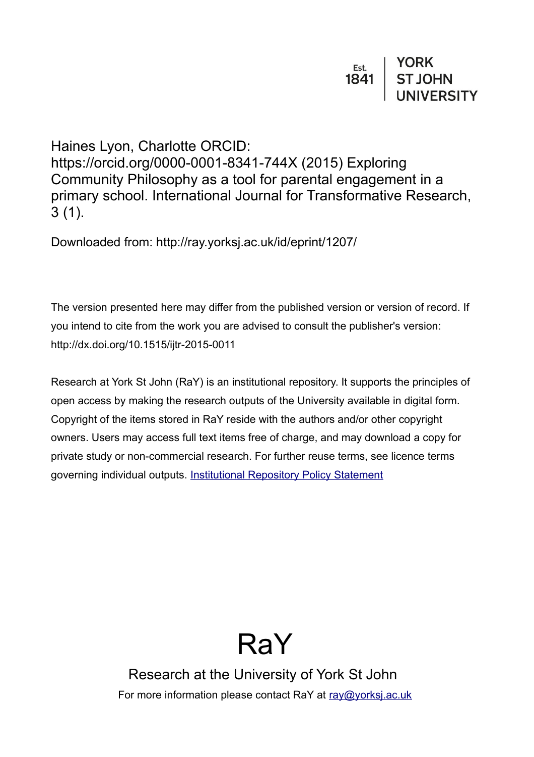Est. 1841 | YORK ST JOHN UNIVERSITY

Haines Lyon, Charlotte ORCID: https://orcid.org/0000-0001-8341-744X (2015) Exploring Community Philosophy as a tool for parental engagement in a primary school. International Journal for Transformative Research, 3 (1).

Downloaded from: http://ray.yorksj.ac.uk/id/eprint/1207/

The version presented here may differ from the published version or version of record. If you intend to cite from the work you are advised to consult the publisher's version: http://dx.doi.org/10.1515/ijtr-2015-0011

Research at York St John (RaY) is an institutional repository. It supports the principles of open access by making the research outputs of the University available in digital form. Copyright of the items stored in RaY reside with the authors and/or other copyright owners. Users may access full text items free of charge, and may download a copy for private study or non-commercial research. For further reuse terms, see licence terms governing individual outputs. [Institutional Repository Policy Statement]

# RaY

Research at the University of York St John

For more information please contact RaY at [ray@yorksj.ac.uk]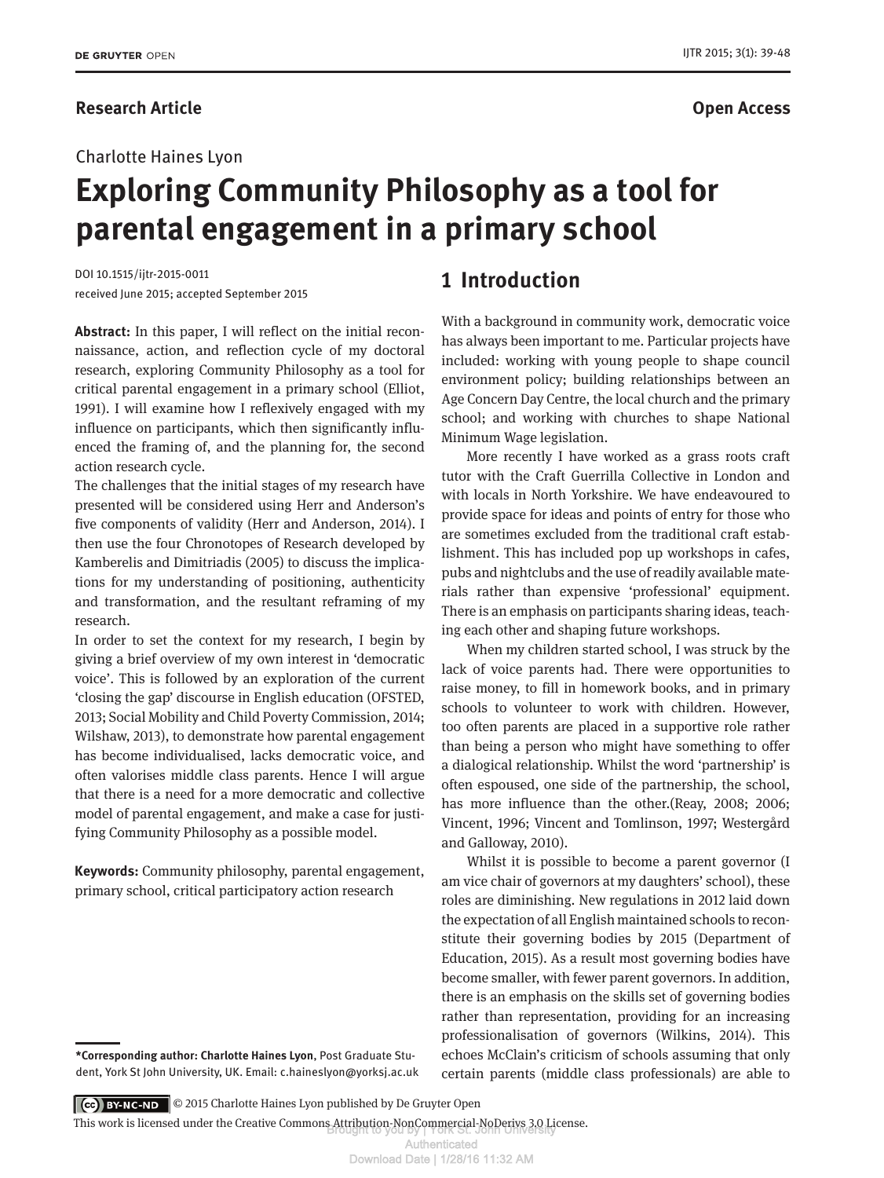Research Article

Open Access

Charlotte Haines Lyon

# Exploring Community Philosophy as a tool for parental engagement in a primary school

DOI 10.1515/ijtr-2015-0011
received June 2015; accepted September 2015

**Abstract:** In this paper, I will reflect on the initial reconnaissance, action, and reflection cycle of my doctoral research, exploring Community Philosophy as a tool for critical parental engagement in a primary school (Elliot, 1991). I will examine how I reflexively engaged with my influence on participants, which then significantly influenced the framing of, and the planning for, the second action research cycle.

The challenges that the initial stages of my research have presented will be considered using Herr and Anderson's five components of validity (Herr and Anderson, 2014). I then use the four Chronotopes of Research developed by Kamberelis and Dimitriadis (2005) to discuss the implications for my understanding of positioning, authenticity and transformation, and the resultant reframing of my research.

In order to set the context for my research, I begin by giving a brief overview of my own interest in 'democratic voice'. This is followed by an exploration of the current 'closing the gap' discourse in English education (OFSTED, 2013; Social Mobility and Child Poverty Commission, 2014; Wilshaw, 2013), to demonstrate how parental engagement has become individualised, lacks democratic voice, and often valorises middle class parents. Hence I will argue that there is a need for a more democratic and collective model of parental engagement, and make a case for justifying Community Philosophy as a possible model.

**Keywords:** Community philosophy, parental engagement, primary school, critical participatory action research

**\*Corresponding author: Charlotte Haines Lyon**, Post Graduate Student, York St John University, UK. Email: c.haineslyon@yorksj.ac.uk

## 1 Introduction

With a background in community work, democratic voice has always been important to me. Particular projects have included: working with young people to shape council environment policy; building relationships between an Age Concern Day Centre, the local church and the primary school; and working with churches to shape National Minimum Wage legislation.

More recently I have worked as a grass roots craft tutor with the Craft Guerrilla Collective in London and with locals in North Yorkshire. We have endeavoured to provide space for ideas and points of entry for those who are sometimes excluded from the traditional craft establishment. This has included pop up workshops in cafes, pubs and nightclubs and the use of readily available materials rather than expensive 'professional' equipment. There is an emphasis on participants sharing ideas, teaching each other and shaping future workshops.

When my children started school, I was struck by the lack of voice parents had. There were opportunities to raise money, to fill in homework books, and in primary schools to volunteer to work with children. However, too often parents are placed in a supportive role rather than being a person who might have something to offer a dialogical relationship. Whilst the word 'partnership' is often espoused, one side of the partnership, the school, has more influence than the other.(Reay, 2008; 2006; Vincent, 1996; Vincent and Tomlinson, 1997; Westergård and Galloway, 2010).

Whilst it is possible to become a parent governor (I am vice chair of governors at my daughters' school), these roles are diminishing. New regulations in 2012 laid down the expectation of all English maintained schools to reconstitute their governing bodies by 2015 (Department of Education, 2015). As a result most governing bodies have become smaller, with fewer parent governors. In addition, there is an emphasis on the skills set of governing bodies rather than representation, providing for an increasing professionalisation of governors (Wilkins, 2014). This echoes McClain's criticism of schools assuming that only certain parents (middle class professionals) are able to

© 2015 Charlotte Haines Lyon published by De Gruyter Open
This work is licensed under the Creative Commons Attribution-NonCommercial-NoDerivs 3.0 License.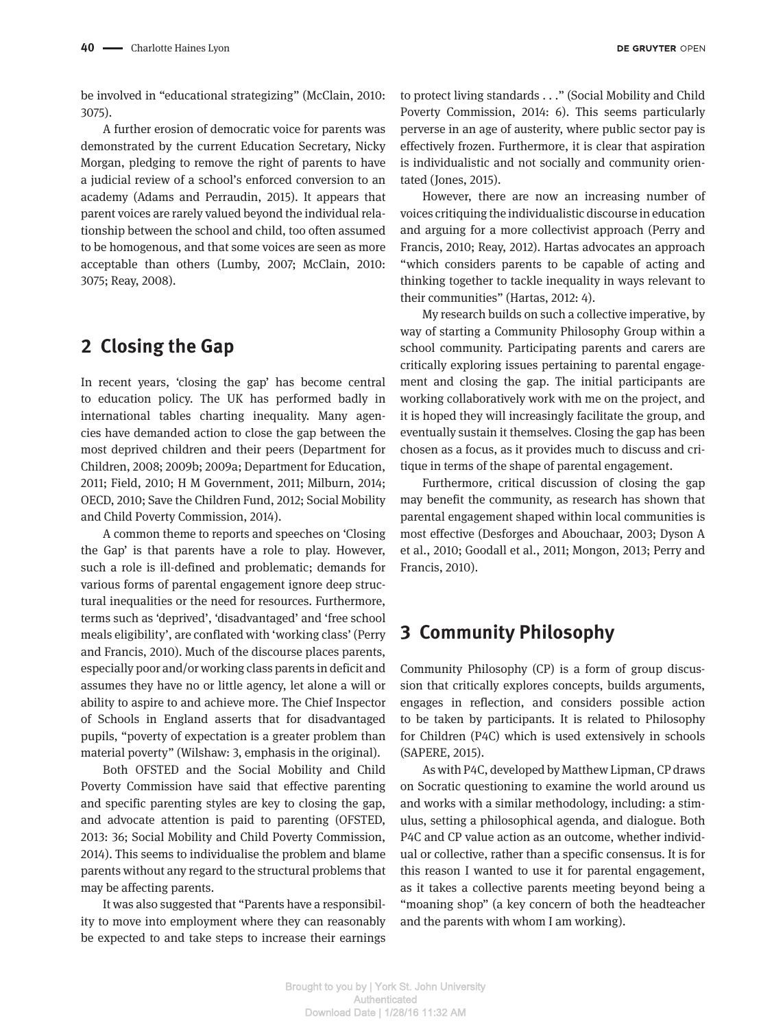be involved in "educational strategizing" (McClain, 2010: 3075).

A further erosion of democratic voice for parents was demonstrated by the current Education Secretary, Nicky Morgan, pledging to remove the right of parents to have a judicial review of a school's enforced conversion to an academy (Adams and Perraudin, 2015). It appears that parent voices are rarely valued beyond the individual relationship between the school and child, too often assumed to be homogenous, and that some voices are seen as more acceptable than others (Lumby, 2007; McClain, 2010: 3075; Reay, 2008).

## 2 Closing the Gap

In recent years, 'closing the gap' has become central to education policy. The UK has performed badly in international tables charting inequality. Many agencies have demanded action to close the gap between the most deprived children and their peers (Department for Children, 2008; 2009b; 2009a; Department for Education, 2011; Field, 2010; H M Government, 2011; Milburn, 2014; OECD, 2010; Save the Children Fund, 2012; Social Mobility and Child Poverty Commission, 2014).

A common theme to reports and speeches on 'Closing the Gap' is that parents have a role to play. However, such a role is ill-defined and problematic; demands for various forms of parental engagement ignore deep structural inequalities or the need for resources. Furthermore, terms such as 'deprived', 'disadvantaged' and 'free school meals eligibility', are conflated with 'working class' (Perry and Francis, 2010). Much of the discourse places parents, especially poor and/or working class parents in deficit and assumes they have no or little agency, let alone a will or ability to aspire to and achieve more. The Chief Inspector of Schools in England asserts that for disadvantaged pupils, "poverty of expectation is a greater problem than material poverty" (Wilshaw: 3, emphasis in the original).

Both OFSTED and the Social Mobility and Child Poverty Commission have said that effective parenting and specific parenting styles are key to closing the gap, and advocate attention is paid to parenting (OFSTED, 2013: 36; Social Mobility and Child Poverty Commission, 2014). This seems to individualise the problem and blame parents without any regard to the structural problems that may be affecting parents.

It was also suggested that "Parents have a responsibility to move into employment where they can reasonably be expected to and take steps to increase their earnings to protect living standards . . ." (Social Mobility and Child Poverty Commission, 2014: 6). This seems particularly perverse in an age of austerity, where public sector pay is effectively frozen. Furthermore, it is clear that aspiration is individualistic and not socially and community orientated (Jones, 2015).

However, there are now an increasing number of voices critiquing the individualistic discourse in education and arguing for a more collectivist approach (Perry and Francis, 2010; Reay, 2012). Hartas advocates an approach "which considers parents to be capable of acting and thinking together to tackle inequality in ways relevant to their communities" (Hartas, 2012: 4).

My research builds on such a collective imperative, by way of starting a Community Philosophy Group within a school community. Participating parents and carers are critically exploring issues pertaining to parental engagement and closing the gap. The initial participants are working collaboratively work with me on the project, and it is hoped they will increasingly facilitate the group, and eventually sustain it themselves. Closing the gap has been chosen as a focus, as it provides much to discuss and critique in terms of the shape of parental engagement.

Furthermore, critical discussion of closing the gap may benefit the community, as research has shown that parental engagement shaped within local communities is most effective (Desforges and Abouchaar, 2003; Dyson A et al., 2010; Goodall et al., 2011; Mongon, 2013; Perry and Francis, 2010).

## 3 Community Philosophy

Community Philosophy (CP) is a form of group discussion that critically explores concepts, builds arguments, engages in reflection, and considers possible action to be taken by participants. It is related to Philosophy for Children (P4C) which is used extensively in schools (SAPERE, 2015).

As with P4C, developed by Matthew Lipman, CP draws on Socratic questioning to examine the world around us and works with a similar methodology, including: a stimulus, setting a philosophical agenda, and dialogue. Both P4C and CP value action as an outcome, whether individual or collective, rather than a specific consensus. It is for this reason I wanted to use it for parental engagement, as it takes a collective parents meeting beyond being a "moaning shop" (a key concern of both the headteacher and the parents with whom I am working).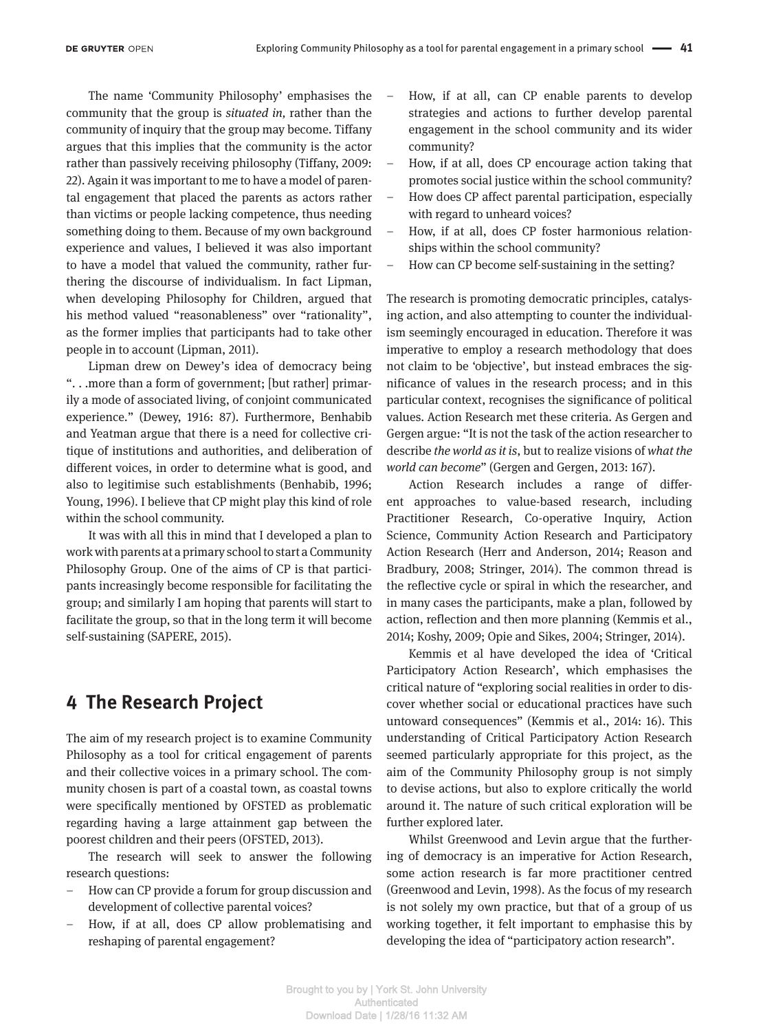The name 'Community Philosophy' emphasises the community that the group is *situated in,* rather than the community of inquiry that the group may become. Tiffany argues that this implies that the community is the actor rather than passively receiving philosophy (Tiffany, 2009: 22). Again it was important to me to have a model of parental engagement that placed the parents as actors rather than victims or people lacking competence, thus needing something doing to them. Because of my own background experience and values, I believed it was also important to have a model that valued the community, rather furthering the discourse of individualism. In fact Lipman, when developing Philosophy for Children, argued that his method valued "reasonableness" over "rationality", as the former implies that participants had to take other people in to account (Lipman, 2011).

Lipman drew on Dewey's idea of democracy being ". . .more than a form of government; [but rather] primarily a mode of associated living, of conjoint communicated experience." (Dewey, 1916: 87). Furthermore, Benhabib and Yeatman argue that there is a need for collective critique of institutions and authorities, and deliberation of different voices, in order to determine what is good, and also to legitimise such establishments (Benhabib, 1996; Young, 1996). I believe that CP might play this kind of role within the school community.

It was with all this in mind that I developed a plan to work with parents at a primary school to start a Community Philosophy Group. One of the aims of CP is that participants increasingly become responsible for facilitating the group; and similarly I am hoping that parents will start to facilitate the group, so that in the long term it will become self-sustaining (SAPERE, 2015).

## 4 The Research Project

The aim of my research project is to examine Community Philosophy as a tool for critical engagement of parents and their collective voices in a primary school. The community chosen is part of a coastal town, as coastal towns were specifically mentioned by OFSTED as problematic regarding having a large attainment gap between the poorest children and their peers (OFSTED, 2013).

The research will seek to answer the following research questions:

- How can CP provide a forum for group discussion and development of collective parental voices?
- How, if at all, does CP allow problematising and reshaping of parental engagement?
- How, if at all, can CP enable parents to develop strategies and actions to further develop parental engagement in the school community and its wider community?
- How, if at all, does CP encourage action taking that promotes social justice within the school community?
- How does CP affect parental participation, especially with regard to unheard voices?
- How, if at all, does CP foster harmonious relationships within the school community?
- How can CP become self-sustaining in the setting?

The research is promoting democratic principles, catalysing action, and also attempting to counter the individualism seemingly encouraged in education. Therefore it was imperative to employ a research methodology that does not claim to be 'objective', but instead embraces the significance of values in the research process; and in this particular context, recognises the significance of political values. Action Research met these criteria. As Gergen and Gergen argue: "It is not the task of the action researcher to describe *the world as it is*, but to realize visions of *what the world can become*" (Gergen and Gergen, 2013: 167).

Action Research includes a range of different approaches to value-based research, including Practitioner Research, Co-operative Inquiry, Action Science, Community Action Research and Participatory Action Research (Herr and Anderson, 2014; Reason and Bradbury, 2008; Stringer, 2014). The common thread is the reflective cycle or spiral in which the researcher, and in many cases the participants, make a plan, followed by action, reflection and then more planning (Kemmis et al., 2014; Koshy, 2009; Opie and Sikes, 2004; Stringer, 2014).

Kemmis et al have developed the idea of 'Critical Participatory Action Research', which emphasises the critical nature of "exploring social realities in order to discover whether social or educational practices have such untoward consequences" (Kemmis et al., 2014: 16). This understanding of Critical Participatory Action Research seemed particularly appropriate for this project, as the aim of the Community Philosophy group is not simply to devise actions, but also to explore critically the world around it. The nature of such critical exploration will be further explored later.

Whilst Greenwood and Levin argue that the furthering of democracy is an imperative for Action Research, some action research is far more practitioner centred (Greenwood and Levin, 1998). As the focus of my research is not solely my own practice, but that of a group of us working together, it felt important to emphasise this by developing the idea of "participatory action research".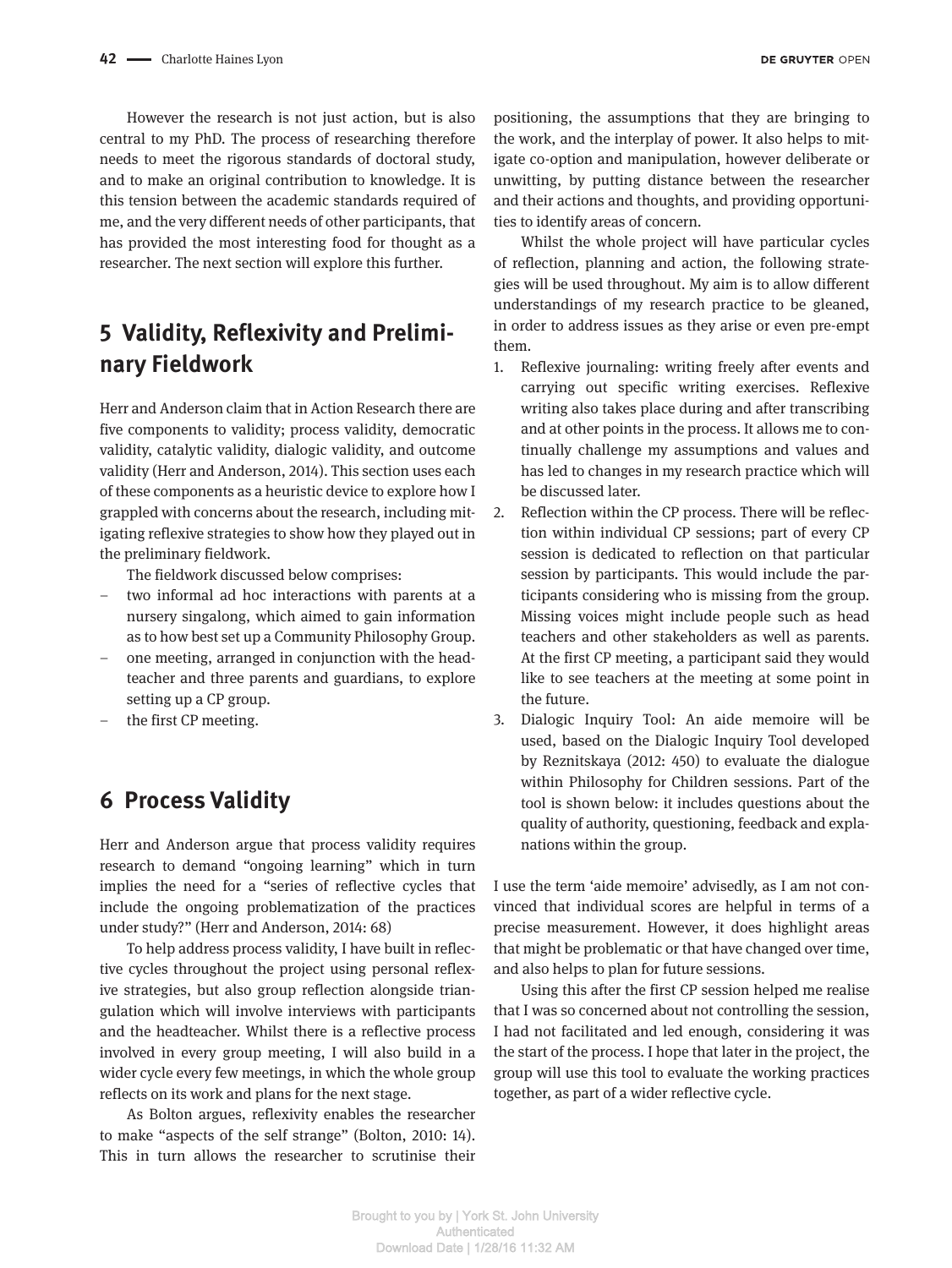However the research is not just action, but is also central to my PhD. The process of researching therefore needs to meet the rigorous standards of doctoral study, and to make an original contribution to knowledge. It is this tension between the academic standards required of me, and the very different needs of other participants, that has provided the most interesting food for thought as a researcher. The next section will explore this further.

## 5 Validity, Reflexivity and Preliminary Fieldwork

Herr and Anderson claim that in Action Research there are five components to validity; process validity, democratic validity, catalytic validity, dialogic validity, and outcome validity (Herr and Anderson, 2014). This section uses each of these components as a heuristic device to explore how I grappled with concerns about the research, including mitigating reflexive strategies to show how they played out in the preliminary fieldwork.

The fieldwork discussed below comprises:

- two informal ad hoc interactions with parents at a nursery singalong, which aimed to gain information as to how best set up a Community Philosophy Group.
- one meeting, arranged in conjunction with the headteacher and three parents and guardians, to explore setting up a CP group.
- the first CP meeting.

## 6 Process Validity

Herr and Anderson argue that process validity requires research to demand "ongoing learning" which in turn implies the need for a "series of reflective cycles that include the ongoing problematization of the practices under study?" (Herr and Anderson, 2014: 68)

To help address process validity, I have built in reflective cycles throughout the project using personal reflexive strategies, but also group reflection alongside triangulation which will involve interviews with participants and the headteacher. Whilst there is a reflective process involved in every group meeting, I will also build in a wider cycle every few meetings, in which the whole group reflects on its work and plans for the next stage.

As Bolton argues, reflexivity enables the researcher to make "aspects of the self strange" (Bolton, 2010: 14). This in turn allows the researcher to scrutinise their positioning, the assumptions that they are bringing to the work, and the interplay of power. It also helps to mitigate co-option and manipulation, however deliberate or unwitting, by putting distance between the researcher and their actions and thoughts, and providing opportunities to identify areas of concern.

Whilst the whole project will have particular cycles of reflection, planning and action, the following strategies will be used throughout. My aim is to allow different understandings of my research practice to be gleaned, in order to address issues as they arise or even pre-empt them.

1. Reflexive journaling: writing freely after events and carrying out specific writing exercises. Reflexive writing also takes place during and after transcribing and at other points in the process. It allows me to continually challenge my assumptions and values and has led to changes in my research practice which will be discussed later.
2. Reflection within the CP process. There will be reflection within individual CP sessions; part of every CP session is dedicated to reflection on that particular session by participants. This would include the participants considering who is missing from the group. Missing voices might include people such as head teachers and other stakeholders as well as parents. At the first CP meeting, a participant said they would like to see teachers at the meeting at some point in the future.
3. Dialogic Inquiry Tool: An aide memoire will be used, based on the Dialogic Inquiry Tool developed by Reznitskaya (2012: 450) to evaluate the dialogue within Philosophy for Children sessions. Part of the tool is shown below: it includes questions about the quality of authority, questioning, feedback and explanations within the group.

I use the term 'aide memoire' advisedly, as I am not convinced that individual scores are helpful in terms of a precise measurement. However, it does highlight areas that might be problematic or that have changed over time, and also helps to plan for future sessions.

Using this after the first CP session helped me realise that I was so concerned about not controlling the session, I had not facilitated and led enough, considering it was the start of the process. I hope that later in the project, the group will use this tool to evaluate the working practices together, as part of a wider reflective cycle.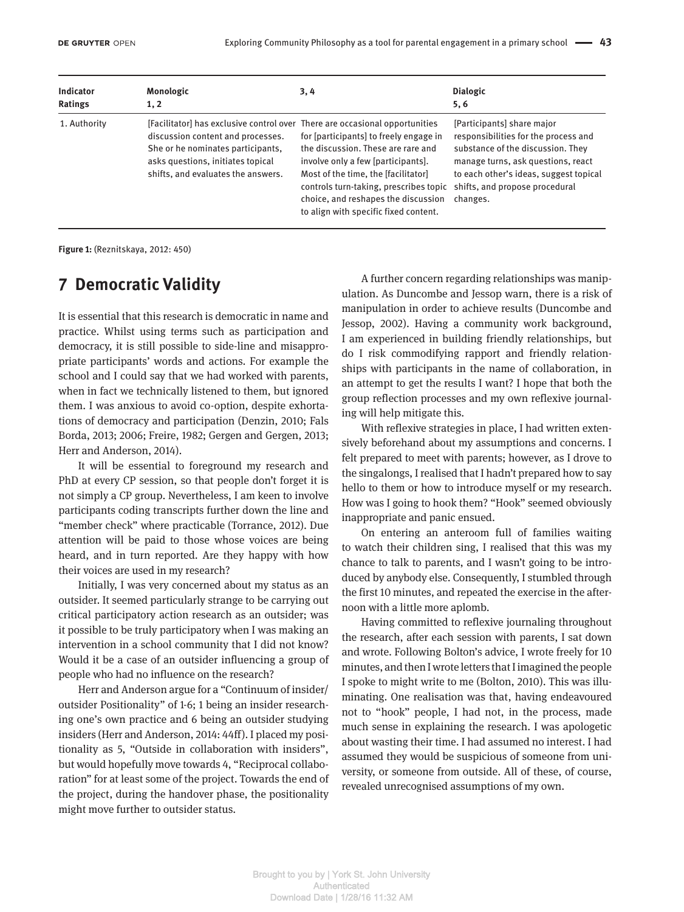| Indicator Ratings | Monologic 1, 2 | 3, 4 | Dialogic 5, 6 |
|---|---|---|---|
| 1. Authority | [Facilitator] has exclusive control over discussion content and processes. She or he nominates participants, asks questions, initiates topical shifts, and evaluates the answers. | There are occasional opportunities for [participants] to freely engage in the discussion. These are rare and involve only a few [participants]. Most of the time, the [facilitator] controls turn-taking, prescribes topic choice, and reshapes the discussion to align with specific fixed content. | [Participants] share major responsibilities for the process and substance of the discussion. They manage turns, ask questions, react to each other's ideas, suggest topical shifts, and propose procedural changes. |

**Figure 1:** (Reznitskaya, 2012: 450)

## 7 Democratic Validity

It is essential that this research is democratic in name and practice. Whilst using terms such as participation and democracy, it is still possible to side-line and misappropriate participants' words and actions. For example the school and I could say that we had worked with parents, when in fact we technically listened to them, but ignored them. I was anxious to avoid co-option, despite exhortations of democracy and participation (Denzin, 2010; Fals Borda, 2013; 2006; Freire, 1982; Gergen and Gergen, 2013; Herr and Anderson, 2014).

It will be essential to foreground my research and PhD at every CP session, so that people don't forget it is not simply a CP group. Nevertheless, I am keen to involve participants coding transcripts further down the line and "member check" where practicable (Torrance, 2012). Due attention will be paid to those whose voices are being heard, and in turn reported. Are they happy with how their voices are used in my research?

Initially, I was very concerned about my status as an outsider. It seemed particularly strange to be carrying out critical participatory action research as an outsider; was it possible to be truly participatory when I was making an intervention in a school community that I did not know? Would it be a case of an outsider influencing a group of people who had no influence on the research?

Herr and Anderson argue for a "Continuum of insider/outsider Positionality" of 1-6; 1 being an insider researching one's own practice and 6 being an outsider studying insiders (Herr and Anderson, 2014: 44ff). I placed my positionality as 5, "Outside in collaboration with insiders", but would hopefully move towards 4, "Reciprocal collaboration" for at least some of the project. Towards the end of the project, during the handover phase, the positionality might move further to outsider status.

A further concern regarding relationships was manipulation. As Duncombe and Jessop warn, there is a risk of manipulation in order to achieve results (Duncombe and Jessop, 2002). Having a community work background, I am experienced in building friendly relationships, but do I risk commodifying rapport and friendly relationships with participants in the name of collaboration, in an attempt to get the results I want? I hope that both the group reflection processes and my own reflexive journaling will help mitigate this.

With reflexive strategies in place, I had written extensively beforehand about my assumptions and concerns. I felt prepared to meet with parents; however, as I drove to the singalongs, I realised that I hadn't prepared how to say hello to them or how to introduce myself or my research. How was I going to hook them? "Hook" seemed obviously inappropriate and panic ensued.

On entering an anteroom full of families waiting to watch their children sing, I realised that this was my chance to talk to parents, and I wasn't going to be introduced by anybody else. Consequently, I stumbled through the first 10 minutes, and repeated the exercise in the afternoon with a little more aplomb.

Having committed to reflexive journaling throughout the research, after each session with parents, I sat down and wrote. Following Bolton's advice, I wrote freely for 10 minutes, and then I wrote letters that I imagined the people I spoke to might write to me (Bolton, 2010). This was illuminating. One realisation was that, having endeavoured not to "hook" people, I had not, in the process, made much sense in explaining the research. I was apologetic about wasting their time. I had assumed no interest. I had assumed they would be suspicious of someone from university, or someone from outside. All of these, of course, revealed unrecognised assumptions of my own.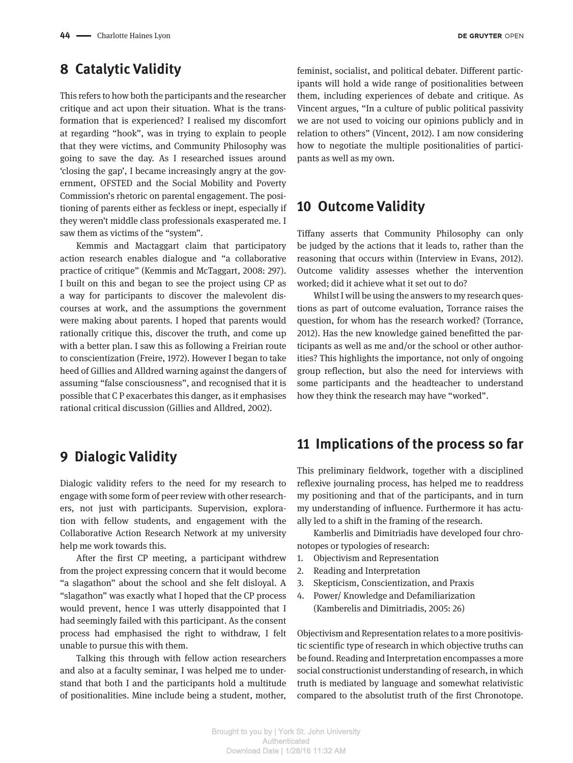## 8 Catalytic Validity

This refers to how both the participants and the researcher critique and act upon their situation. What is the transformation that is experienced? I realised my discomfort at regarding "hook", was in trying to explain to people that they were victims, and Community Philosophy was going to save the day. As I researched issues around 'closing the gap', I became increasingly angry at the government, OFSTED and the Social Mobility and Poverty Commission's rhetoric on parental engagement. The positioning of parents either as feckless or inept, especially if they weren't middle class professionals exasperated me. I saw them as victims of the "system".

Kemmis and Mactaggart claim that participatory action research enables dialogue and "a collaborative practice of critique" (Kemmis and McTaggart, 2008: 297). I built on this and began to see the project using CP as a way for participants to discover the malevolent discourses at work, and the assumptions the government were making about parents. I hoped that parents would rationally critique this, discover the truth, and come up with a better plan. I saw this as following a Freirian route to conscientization (Freire, 1972). However I began to take heed of Gillies and Alldred warning against the dangers of assuming "false consciousness", and recognised that it is possible that C P exacerbates this danger, as it emphasises rational critical discussion (Gillies and Alldred, 2002).

## 9 Dialogic Validity

Dialogic validity refers to the need for my research to engage with some form of peer review with other researchers, not just with participants. Supervision, exploration with fellow students, and engagement with the Collaborative Action Research Network at my university help me work towards this.

After the first CP meeting, a participant withdrew from the project expressing concern that it would become "a slagathon" about the school and she felt disloyal. A "slagathon" was exactly what I hoped that the CP process would prevent, hence I was utterly disappointed that I had seemingly failed with this participant. As the consent process had emphasised the right to withdraw, I felt unable to pursue this with them.

Talking this through with fellow action researchers and also at a faculty seminar, I was helped me to understand that both I and the participants hold a multitude of positionalities. Mine include being a student, mother, feminist, socialist, and political debater. Different participants will hold a wide range of positionalities between them, including experiences of debate and critique. As Vincent argues, "In a culture of public political passivity we are not used to voicing our opinions publicly and in relation to others" (Vincent, 2012). I am now considering how to negotiate the multiple positionalities of participants as well as my own.

## 10 Outcome Validity

Tiffany asserts that Community Philosophy can only be judged by the actions that it leads to, rather than the reasoning that occurs within (Interview in Evans, 2012). Outcome validity assesses whether the intervention worked; did it achieve what it set out to do?

Whilst I will be using the answers to my research questions as part of outcome evaluation, Torrance raises the question, for whom has the research worked? (Torrance, 2012). Has the new knowledge gained benefitted the participants as well as me and/or the school or other authorities? This highlights the importance, not only of ongoing group reflection, but also the need for interviews with some participants and the headteacher to understand how they think the research may have "worked".

## 11 Implications of the process so far

This preliminary fieldwork, together with a disciplined reflexive journaling process, has helped me to readdress my positioning and that of the participants, and in turn my understanding of influence. Furthermore it has actually led to a shift in the framing of the research.

Kamberlis and Dimitriadis have developed four chronotopes or typologies of research:

1. Objectivism and Representation
2. Reading and Interpretation
3. Skepticism, Conscientization, and Praxis
4. Power/ Knowledge and Defamiliarization (Kamberelis and Dimitriadis, 2005: 26)

Objectivism and Representation relates to a more positivistic scientific type of research in which objective truths can be found. Reading and Interpretation encompasses a more social constructionist understanding of research, in which truth is mediated by language and somewhat relativistic compared to the absolutist truth of the first Chronotope.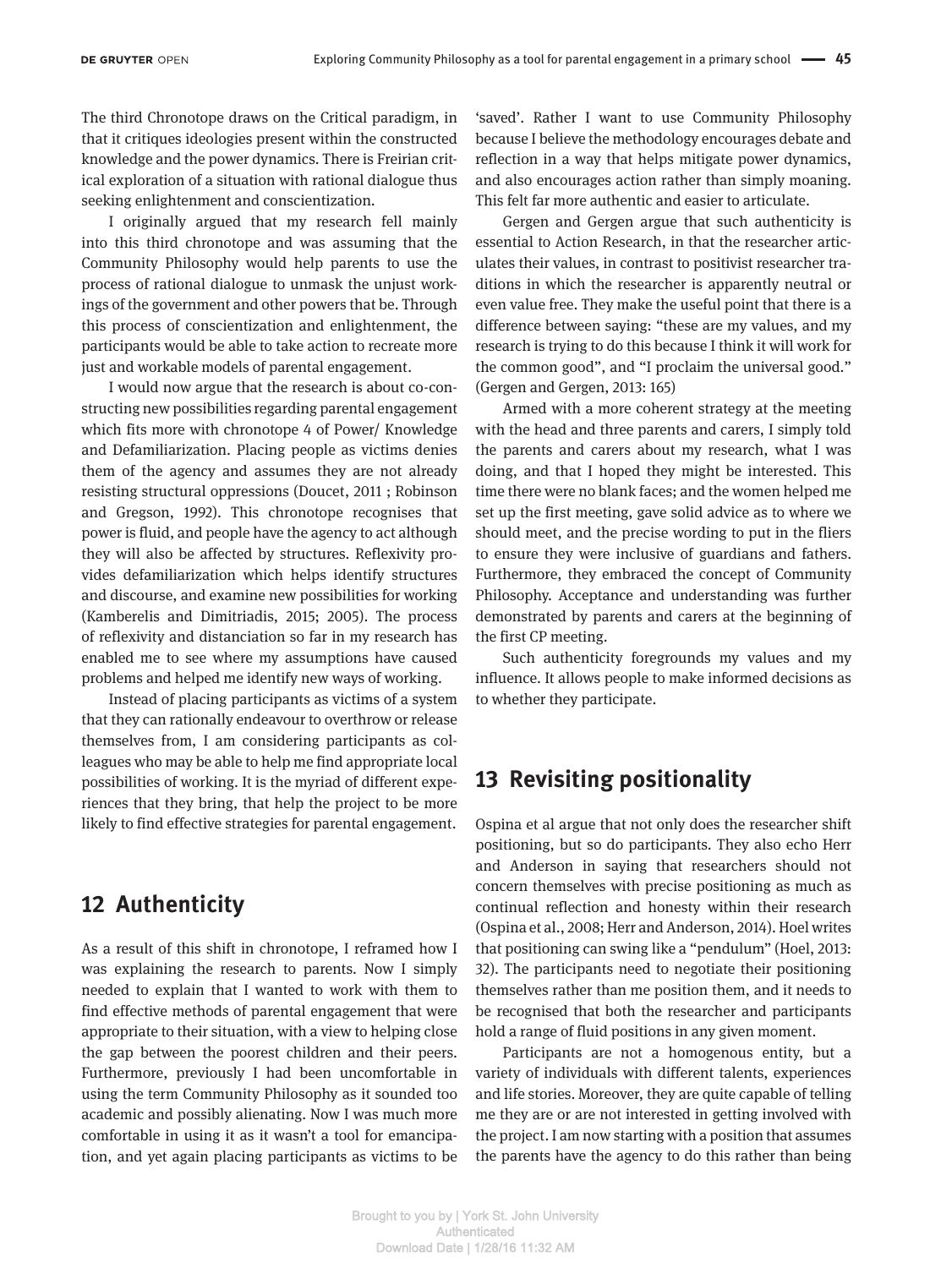The third Chronotope draws on the Critical paradigm, in that it critiques ideologies present within the constructed knowledge and the power dynamics. There is Freirian critical exploration of a situation with rational dialogue thus seeking enlightenment and conscientization.

I originally argued that my research fell mainly into this third chronotope and was assuming that the Community Philosophy would help parents to use the process of rational dialogue to unmask the unjust workings of the government and other powers that be. Through this process of conscientization and enlightenment, the participants would be able to take action to recreate more just and workable models of parental engagement.

I would now argue that the research is about co-constructing new possibilities regarding parental engagement which fits more with chronotope 4 of Power/ Knowledge and Defamiliarization. Placing people as victims denies them of the agency and assumes they are not already resisting structural oppressions (Doucet, 2011 ; Robinson and Gregson, 1992). This chronotope recognises that power is fluid, and people have the agency to act although they will also be affected by structures. Reflexivity provides defamiliarization which helps identify structures and discourse, and examine new possibilities for working (Kamberelis and Dimitriadis, 2015; 2005). The process of reflexivity and distanciation so far in my research has enabled me to see where my assumptions have caused problems and helped me identify new ways of working.

Instead of placing participants as victims of a system that they can rationally endeavour to overthrow or release themselves from, I am considering participants as colleagues who may be able to help me find appropriate local possibilities of working. It is the myriad of different experiences that they bring, that help the project to be more likely to find effective strategies for parental engagement.

## 12 Authenticity

As a result of this shift in chronotope, I reframed how I was explaining the research to parents. Now I simply needed to explain that I wanted to work with them to find effective methods of parental engagement that were appropriate to their situation, with a view to helping close the gap between the poorest children and their peers. Furthermore, previously I had been uncomfortable in using the term Community Philosophy as it sounded too academic and possibly alienating. Now I was much more comfortable in using it as it wasn't a tool for emancipation, and yet again placing participants as victims to be 'saved'. Rather I want to use Community Philosophy because I believe the methodology encourages debate and reflection in a way that helps mitigate power dynamics, and also encourages action rather than simply moaning. This felt far more authentic and easier to articulate.

Gergen and Gergen argue that such authenticity is essential to Action Research, in that the researcher articulates their values, in contrast to positivist researcher traditions in which the researcher is apparently neutral or even value free. They make the useful point that there is a difference between saying: "these are my values, and my research is trying to do this because I think it will work for the common good", and "I proclaim the universal good." (Gergen and Gergen, 2013: 165)

Armed with a more coherent strategy at the meeting with the head and three parents and carers, I simply told the parents and carers about my research, what I was doing, and that I hoped they might be interested. This time there were no blank faces; and the women helped me set up the first meeting, gave solid advice as to where we should meet, and the precise wording to put in the fliers to ensure they were inclusive of guardians and fathers. Furthermore, they embraced the concept of Community Philosophy. Acceptance and understanding was further demonstrated by parents and carers at the beginning of the first CP meeting.

Such authenticity foregrounds my values and my influence. It allows people to make informed decisions as to whether they participate.

## 13 Revisiting positionality

Ospina et al argue that not only does the researcher shift positioning, but so do participants. They also echo Herr and Anderson in saying that researchers should not concern themselves with precise positioning as much as continual reflection and honesty within their research (Ospina et al., 2008; Herr and Anderson, 2014). Hoel writes that positioning can swing like a "pendulum" (Hoel, 2013: 32). The participants need to negotiate their positioning themselves rather than me position them, and it needs to be recognised that both the researcher and participants hold a range of fluid positions in any given moment.

Participants are not a homogenous entity, but a variety of individuals with different talents, experiences and life stories. Moreover, they are quite capable of telling me they are or are not interested in getting involved with the project. I am now starting with a position that assumes the parents have the agency to do this rather than being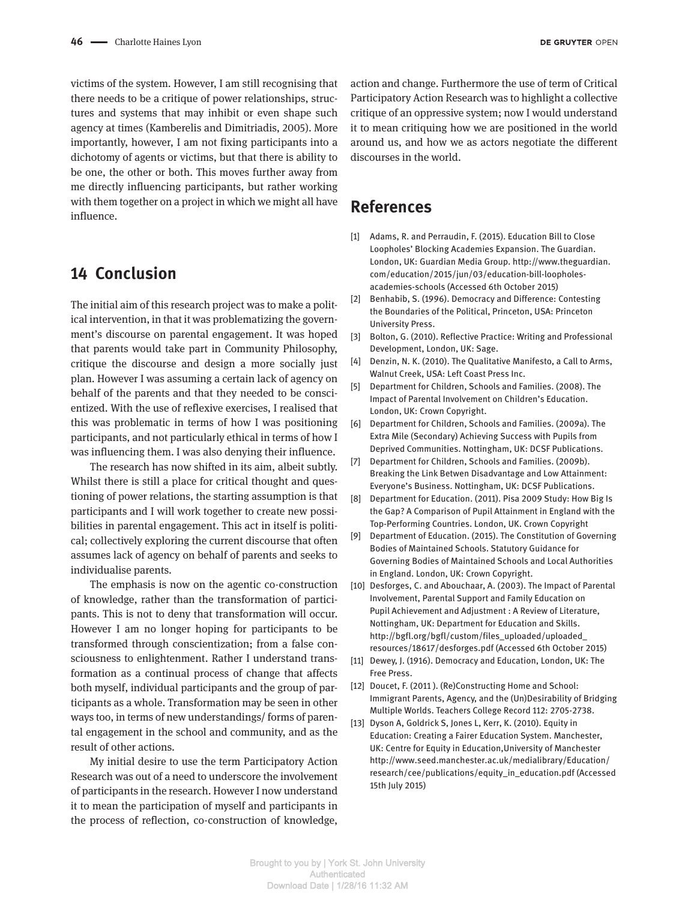victims of the system. However, I am still recognising that there needs to be a critique of power relationships, structures and systems that may inhibit or even shape such agency at times (Kamberelis and Dimitriadis, 2005). More importantly, however, I am not fixing participants into a dichotomy of agents or victims, but that there is ability to be one, the other or both. This moves further away from me directly influencing participants, but rather working with them together on a project in which we might all have influence.

## 14 Conclusion

The initial aim of this research project was to make a political intervention, in that it was problematizing the government's discourse on parental engagement. It was hoped that parents would take part in Community Philosophy, critique the discourse and design a more socially just plan. However I was assuming a certain lack of agency on behalf of the parents and that they needed to be conscientized. With the use of reflexive exercises, I realised that this was problematic in terms of how I was positioning participants, and not particularly ethical in terms of how I was influencing them. I was also denying their influence.

The research has now shifted in its aim, albeit subtly. Whilst there is still a place for critical thought and questioning of power relations, the starting assumption is that participants and I will work together to create new possibilities in parental engagement. This act in itself is political; collectively exploring the current discourse that often assumes lack of agency on behalf of parents and seeks to individualise parents.

The emphasis is now on the agentic co-construction of knowledge, rather than the transformation of participants. This is not to deny that transformation will occur. However I am no longer hoping for participants to be transformed through conscientization; from a false consciousness to enlightenment. Rather I understand transformation as a continual process of change that affects both myself, individual participants and the group of participants as a whole. Transformation may be seen in other ways too, in terms of new understandings/ forms of parental engagement in the school and community, and as the result of other actions.

My initial desire to use the term Participatory Action Research was out of a need to underscore the involvement of participants in the research. However I now understand it to mean the participation of myself and participants in the process of reflection, co-construction of knowledge, action and change. Furthermore the use of term of Critical Participatory Action Research was to highlight a collective critique of an oppressive system; now I would understand it to mean critiquing how we are positioned in the world around us, and how we as actors negotiate the different discourses in the world.

## References

[1] Adams, R. and Perraudin, F. (2015). Education Bill to Close Loopholes' Blocking Academies Expansion. The Guardian. London, UK: Guardian Media Group. http://www.theguardian.com/education/2015/jun/03/education-bill-loopholes-academies-schools (Accessed 6th October 2015)

[2] Benhabib, S. (1996). Democracy and Difference: Contesting the Boundaries of the Political, Princeton, USA: Princeton University Press.

[3] Bolton, G. (2010). Reflective Practice: Writing and Professional Development, London, UK: Sage.

[4] Denzin, N. K. (2010). The Qualitative Manifesto, a Call to Arms, Walnut Creek, USA: Left Coast Press Inc.

[5] Department for Children, Schools and Families. (2008). The Impact of Parental Involvement on Children's Education. London, UK: Crown Copyright.

[6] Department for Children, Schools and Families. (2009a). The Extra Mile (Secondary) Achieving Success with Pupils from Deprived Communities. Nottingham, UK: DCSF Publications.

[7] Department for Children, Schools and Families. (2009b). Breaking the Link Betwen Disadvantage and Low Attainment: Everyone's Business. Nottingham, UK: DCSF Publications.

[8] Department for Education. (2011). Pisa 2009 Study: How Big Is the Gap? A Comparison of Pupil Attainment in England with the Top-Performing Countries. London, UK. Crown Copyright

[9] Department of Education. (2015). The Constitution of Governing Bodies of Maintained Schools. Statutory Guidance for Governing Bodies of Maintained Schools and Local Authorities in England. London, UK: Crown Copyright.

[10] Desforges, C. and Abouchaar, A. (2003). The Impact of Parental Involvement, Parental Support and Family Education on Pupil Achievement and Adjustment : A Review of Literature, Nottingham, UK: Department for Education and Skills. http://bgfl.org/bgfl/custom/files_uploaded/uploaded_resources/18617/desforges.pdf (Accessed 6th October 2015)

[11] Dewey, J. (1916). Democracy and Education, London, UK: The Free Press.

[12] Doucet, F. (2011 ). (Re)Constructing Home and School: Immigrant Parents, Agency, and the (Un)Desirability of Bridging Multiple Worlds. Teachers College Record 112: 2705-2738.

[13] Dyson A, Goldrick S, Jones L, Kerr, K. (2010). Equity in Education: Creating a Fairer Education System. Manchester, UK: Centre for Equity in Education,University of Manchester http://www.seed.manchester.ac.uk/medialibrary/Education/research/cee/publications/equity_in_education.pdf (Accessed 15th July 2015)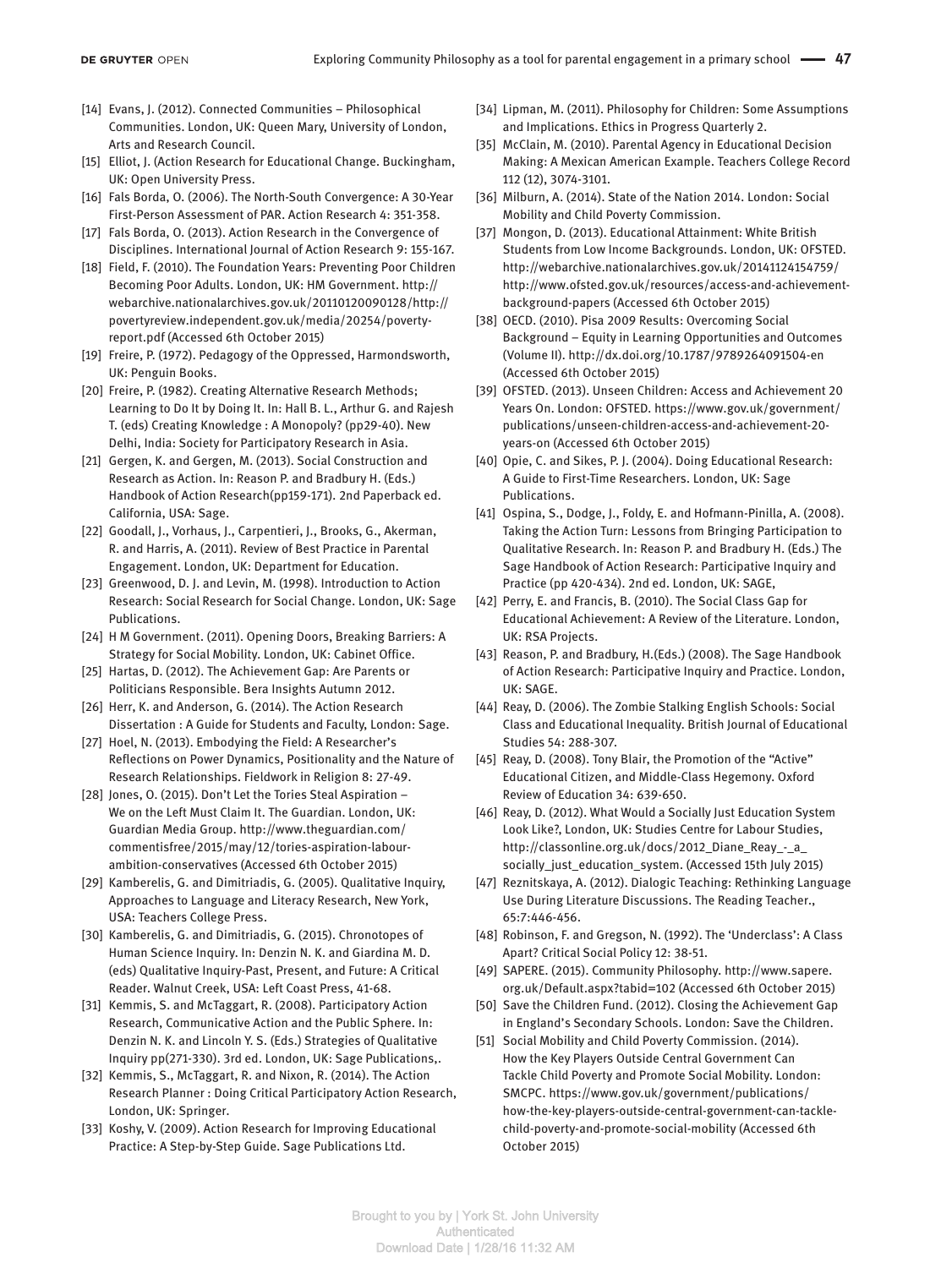[14] Evans, J. (2012). Connected Communities – Philosophical Communities. London, UK: Queen Mary, University of London, Arts and Research Council.

[15] Elliot, J. (Action Research for Educational Change. Buckingham, UK: Open University Press.

[16] Fals Borda, O. (2006). The North-South Convergence: A 30-Year First-Person Assessment of PAR. Action Research 4: 351-358.

[17] Fals Borda, O. (2013). Action Research in the Convergence of Disciplines. International Journal of Action Research 9: 155-167.

[18] Field, F. (2010). The Foundation Years: Preventing Poor Children Becoming Poor Adults. London, UK: HM Government. http://webarchive.nationalarchives.gov.uk/20110120090128/http://povertyreview.independent.gov.uk/media/20254/poverty-report.pdf (Accessed 6th October 2015)

[19] Freire, P. (1972). Pedagogy of the Oppressed, Harmondsworth, UK: Penguin Books.

[20] Freire, P. (1982). Creating Alternative Research Methods; Learning to Do It by Doing It. In: Hall B. L., Arthur G. and Rajesh T. (eds) Creating Knowledge : A Monopoly? (pp29-40). New Delhi, India: Society for Participatory Research in Asia.

[21] Gergen, K. and Gergen, M. (2013). Social Construction and Research as Action. In: Reason P. and Bradbury H. (Eds.) Handbook of Action Research(pp159-171). 2nd Paperback ed. California, USA: Sage.

[22] Goodall, J., Vorhaus, J., Carpentieri, J., Brooks, G., Akerman, R. and Harris, A. (2011). Review of Best Practice in Parental Engagement. London, UK: Department for Education.

[23] Greenwood, D. J. and Levin, M. (1998). Introduction to Action Research: Social Research for Social Change. London, UK: Sage Publications.

[24] H M Government. (2011). Opening Doors, Breaking Barriers: A Strategy for Social Mobility. London, UK: Cabinet Office.

[25] Hartas, D. (2012). The Achievement Gap: Are Parents or Politicians Responsible. Bera Insights Autumn 2012.

[26] Herr, K. and Anderson, G. (2014). The Action Research Dissertation : A Guide for Students and Faculty, London: Sage.

[27] Hoel, N. (2013). Embodying the Field: A Researcher's Reflections on Power Dynamics, Positionality and the Nature of Research Relationships. Fieldwork in Religion 8: 27-49.

[28] Jones, O. (2015). Don't Let the Tories Steal Aspiration – We on the Left Must Claim It. The Guardian. London, UK: Guardian Media Group. http://www.theguardian.com/commentisfree/2015/may/12/tories-aspiration-labour-ambition-conservatives (Accessed 6th October 2015)

[29] Kamberelis, G. and Dimitriadis, G. (2005). Qualitative Inquiry, Approaches to Language and Literacy Research, New York, USA: Teachers College Press.

[30] Kamberelis, G. and Dimitriadis, G. (2015). Chronotopes of Human Science Inquiry. In: Denzin N. K. and Giardina M. D. (eds) Qualitative Inquiry-Past, Present, and Future: A Critical Reader. Walnut Creek, USA: Left Coast Press, 41-68.

[31] Kemmis, S. and McTaggart, R. (2008). Participatory Action Research, Communicative Action and the Public Sphere. In: Denzin N. K. and Lincoln Y. S. (Eds.) Strategies of Qualitative Inquiry pp(271-330). 3rd ed. London, UK: Sage Publications,.

[32] Kemmis, S., McTaggart, R. and Nixon, R. (2014). The Action Research Planner : Doing Critical Participatory Action Research, London, UK: Springer.

[33] Koshy, V. (2009). Action Research for Improving Educational Practice: A Step-by-Step Guide. Sage Publications Ltd.

[34] Lipman, M. (2011). Philosophy for Children: Some Assumptions and Implications. Ethics in Progress Quarterly 2.

[35] McClain, M. (2010). Parental Agency in Educational Decision Making: A Mexican American Example. Teachers College Record 112 (12), 3074-3101.

[36] Milburn, A. (2014). State of the Nation 2014. London: Social Mobility and Child Poverty Commission.

[37] Mongon, D. (2013). Educational Attainment: White British Students from Low Income Backgrounds. London, UK: OFSTED. http://webarchive.nationalarchives.gov.uk/20141124154759/http://www.ofsted.gov.uk/resources/access-and-achievement-background-papers (Accessed 6th October 2015)

[38] OECD. (2010). Pisa 2009 Results: Overcoming Social Background – Equity in Learning Opportunities and Outcomes (Volume II). http://dx.doi.org/10.1787/9789264091504-en (Accessed 6th October 2015)

[39] OFSTED. (2013). Unseen Children: Access and Achievement 20 Years On. London: OFSTED. https://www.gov.uk/government/publications/unseen-children-access-and-achievement-20-years-on (Accessed 6th October 2015)

[40] Opie, C. and Sikes, P. J. (2004). Doing Educational Research: A Guide to First-Time Researchers. London, UK: Sage Publications.

[41] Ospina, S., Dodge, J., Foldy, E. and Hofmann-Pinilla, A. (2008). Taking the Action Turn: Lessons from Bringing Participation to Qualitative Research. In: Reason P. and Bradbury H. (Eds.) The Sage Handbook of Action Research: Participative Inquiry and Practice (pp 420-434). 2nd ed. London, UK: SAGE,

[42] Perry, E. and Francis, B. (2010). The Social Class Gap for Educational Achievement: A Review of the Literature. London, UK: RSA Projects.

[43] Reason, P. and Bradbury, H.(Eds.) (2008). The Sage Handbook of Action Research: Participative Inquiry and Practice. London, UK: SAGE.

[44] Reay, D. (2006). The Zombie Stalking English Schools: Social Class and Educational Inequality. British Journal of Educational Studies 54: 288-307.

[45] Reay, D. (2008). Tony Blair, the Promotion of the "Active" Educational Citizen, and Middle-Class Hegemony. Oxford Review of Education 34: 639-650.

[46] Reay, D. (2012). What Would a Socially Just Education System Look Like?, London, UK: Studies Centre for Labour Studies, http://classonline.org.uk/docs/2012_Diane_Reay_-_a_socially_just_education_system. (Accessed 15th July 2015)

[47] Reznitskaya, A. (2012). Dialogic Teaching: Rethinking Language Use During Literature Discussions. The Reading Teacher., 65:7:446-456.

[48] Robinson, F. and Gregson, N. (1992). The 'Underclass': A Class Apart? Critical Social Policy 12: 38-51.

[49] SAPERE. (2015). Community Philosophy. http://www.sapere.org.uk/Default.aspx?tabid=102 (Accessed 6th October 2015)

[50] Save the Children Fund. (2012). Closing the Achievement Gap in England's Secondary Schools. London: Save the Children.

[51] Social Mobility and Child Poverty Commission. (2014). How the Key Players Outside Central Government Can Tackle Child Poverty and Promote Social Mobility. London: SMCPC. https://www.gov.uk/government/publications/how-the-key-players-outside-central-government-can-tackle-child-poverty-and-promote-social-mobility (Accessed 6th October 2015)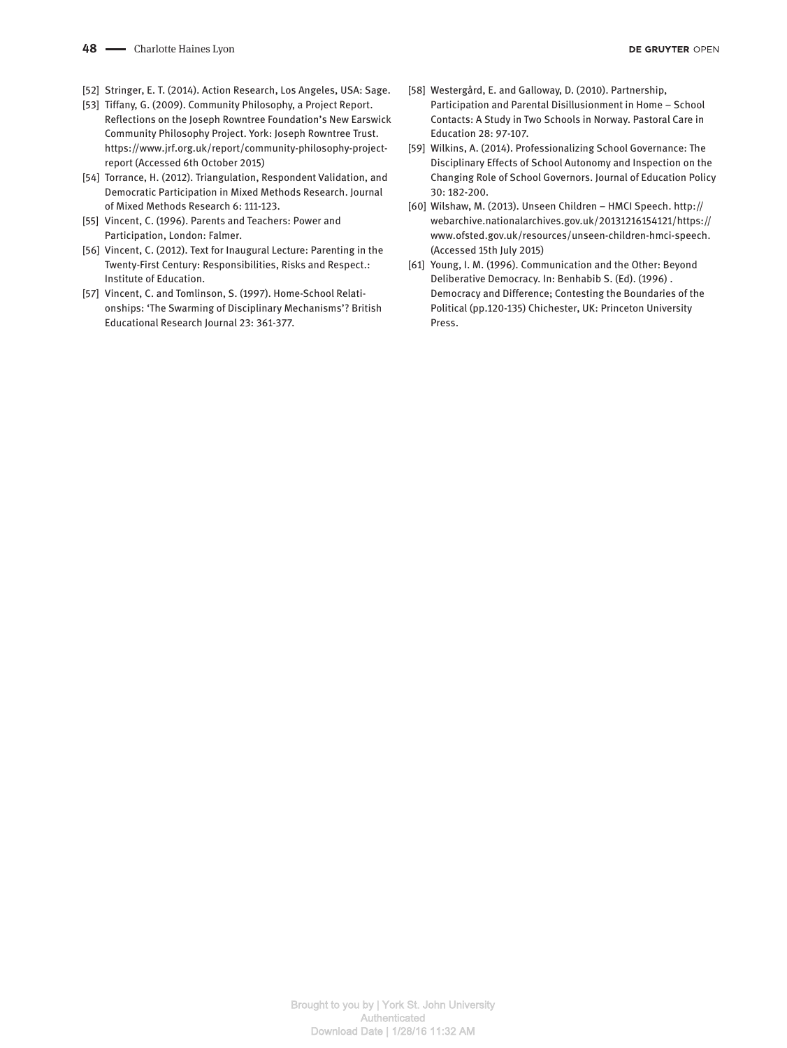[52] Stringer, E. T. (2014). Action Research, Los Angeles, USA: Sage.

[53] Tiffany, G. (2009). Community Philosophy, a Project Report. Reflections on the Joseph Rowntree Foundation's New Earswick Community Philosophy Project. York: Joseph Rowntree Trust. https://www.jrf.org.uk/report/community-philosophy-project-report (Accessed 6th October 2015)

[54] Torrance, H. (2012). Triangulation, Respondent Validation, and Democratic Participation in Mixed Methods Research. Journal of Mixed Methods Research 6: 111-123.

[55] Vincent, C. (1996). Parents and Teachers: Power and Participation, London: Falmer.

[56] Vincent, C. (2012). Text for Inaugural Lecture: Parenting in the Twenty-First Century: Responsibilities, Risks and Respect.: Institute of Education.

[57] Vincent, C. and Tomlinson, S. (1997). Home-School Relationships: 'The Swarming of Disciplinary Mechanisms'? British Educational Research Journal 23: 361-377.

[58] Westergård, E. and Galloway, D. (2010). Partnership, Participation and Parental Disillusionment in Home – School Contacts: A Study in Two Schools in Norway. Pastoral Care in Education 28: 97-107.

[59] Wilkins, A. (2014). Professionalizing School Governance: The Disciplinary Effects of School Autonomy and Inspection on the Changing Role of School Governors. Journal of Education Policy 30: 182-200.

[60] Wilshaw, M. (2013). Unseen Children – HMCI Speech. http://webarchive.nationalarchives.gov.uk/20131216154121/https://www.ofsted.gov.uk/resources/unseen-children-hmci-speech. (Accessed 15th July 2015)

[61] Young, I. M. (1996). Communication and the Other: Beyond Deliberative Democracy. In: Benhabib S. (Ed). (1996) . Democracy and Difference; Contesting the Boundaries of the Political (pp.120-135) Chichester, UK: Princeton University Press.